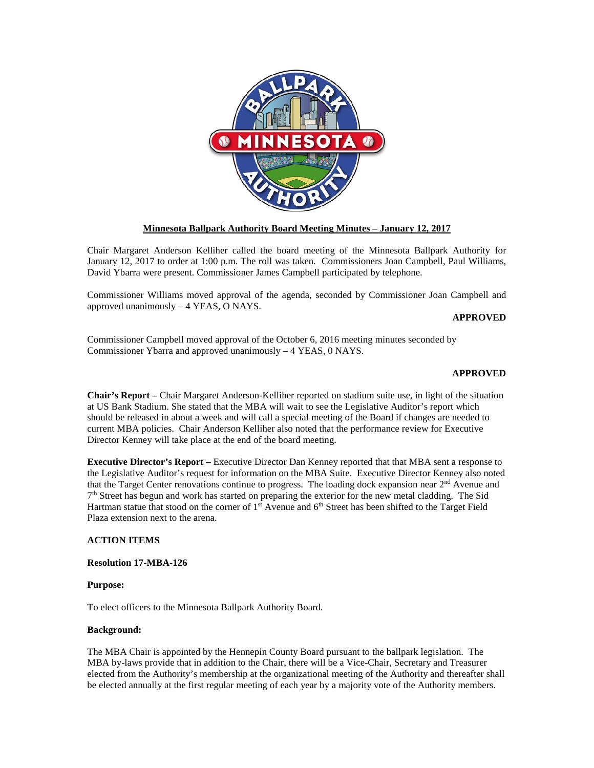## Minnesota Ballpark Authority Board Meeting Minutes – January 12, 2017

Chair Margaret Anderson Kelliher called the board meeting of the Minnesota Ballpark Authority for January 12, 2017 to order at 1:00 p.m. The roll was taken. Commissioners Joan Campbell, Paul Williams, David Ybarra were present. Commissioner James Campbell participated by telephone.

Commissioner Williams moved approval of the agenda, seconded by Commissioner Joan Campbell and approved unanimously – 4 YEAS, O NAYS.

**APPROVED**

Commissioner Campbell moved approval of the October 6, 2016 meeting minutes seconded by Commissioner Ybarra and approved unanimously – 4 YEAS, 0 NAYS.

**APPROVED**

**Chair's Report –** Chair Margaret Anderson-Kelliher reported on stadium suite use, in light of the situation at US Bank Stadium. She stated that the MBA will wait to see the Legislative Auditor's report which should be released in about a week and will call a special meeting of the Board if changes are needed to current MBA policies. Chair Anderson Kelliher also noted that the performance review for Executive Director Kenney will take place at the end of the board meeting.

**Executive Director's Report –** Executive Director Dan Kenney reported that that MBA sent a response to the Legislative Auditor's request for information on the MBA Suite. Executive Director Kenney also noted that the Target Center renovations continue to progress. The loading dock expansion near 2nd Avenue and 7th Street has begun and work has started on preparing the exterior for the new metal cladding. The Sid Hartman statue that stood on the corner of 1st Avenue and 6th Street has been shifted to the Target Field Plaza extension next to the arena.

**ACTION ITEMS**

**Resolution 17-MBA-126**

**Purpose:**

To elect officers to the Minnesota Ballpark Authority Board.

**Background:**

The MBA Chair is appointed by the Hennepin County Board pursuant to the ballpark legislation. The MBA by-laws provide that in addition to the Chair, there will be a Vice-Chair, Secretary and Treasurer elected from the Authority's membership at the organizational meeting of the Authority and thereafter shall be elected annually at the first regular meeting of each year by a majority vote of the Authority members.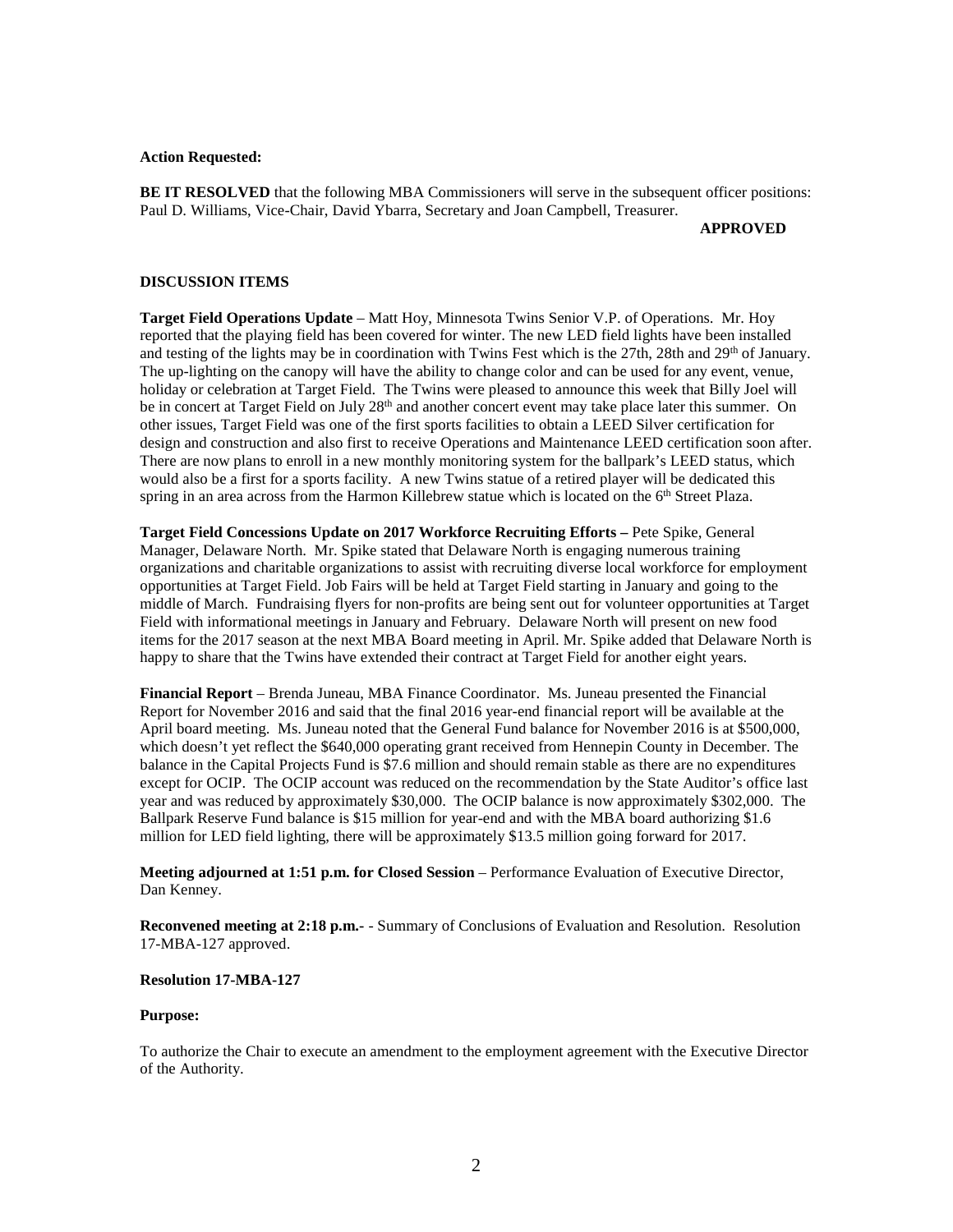**Action Requested:**

**BE IT RESOLVED** that the following MBA Commissioners will serve in the subsequent officer positions: Paul D. Williams, Vice-Chair, David Ybarra, Secretary and Joan Campbell, Treasurer.

**APPROVED**

**DISCUSSION ITEMS**

**Target Field Operations Update** – Matt Hoy, Minnesota Twins Senior V.P. of Operations. Mr. Hoy reported that the playing field has been covered for winter. The new LED field lights have been installed and testing of the lights may be in coordination with Twins Fest which is the 27th, 28th and 29th of January. The up-lighting on the canopy will have the ability to change color and can be used for any event, venue, holiday or celebration at Target Field. The Twins were pleased to announce this week that Billy Joel will be in concert at Target Field on July 28th and another concert event may take place later this summer. On other issues, Target Field was one of the first sports facilities to obtain a LEED Silver certification for design and construction and also first to receive Operations and Maintenance LEED certification soon after. There are now plans to enroll in a new monthly monitoring system for the ballpark's LEED status, which would also be a first for a sports facility. A new Twins statue of a retired player will be dedicated this spring in an area across from the Harmon Killebrew statue which is located on the 6th Street Plaza.

**Target Field Concessions Update on 2017 Workforce Recruiting Efforts –** Pete Spike, General Manager, Delaware North. Mr. Spike stated that Delaware North is engaging numerous training organizations and charitable organizations to assist with recruiting diverse local workforce for employment opportunities at Target Field. Job Fairs will be held at Target Field starting in January and going to the middle of March. Fundraising flyers for non-profits are being sent out for volunteer opportunities at Target Field with informational meetings in January and February. Delaware North will present on new food items for the 2017 season at the next MBA Board meeting in April. Mr. Spike added that Delaware North is happy to share that the Twins have extended their contract at Target Field for another eight years.

**Financial Report** – Brenda Juneau, MBA Finance Coordinator. Ms. Juneau presented the Financial Report for November 2016 and said that the final 2016 year-end financial report will be available at the April board meeting. Ms. Juneau noted that the General Fund balance for November 2016 is at $500,000, which doesn't yet reflect the $640,000 operating grant received from Hennepin County in December. The balance in the Capital Projects Fund is $7.6 million and should remain stable as there are no expenditures except for OCIP. The OCIP account was reduced on the recommendation by the State Auditor's office last year and was reduced by approximately $30,000. The OCIP balance is now approximately $302,000. The Ballpark Reserve Fund balance is $15 million for year-end and with the MBA board authorizing $1.6 million for LED field lighting, there will be approximately $13.5 million going forward for 2017.

**Meeting adjourned at 1:51 p.m. for Closed Session** – Performance Evaluation of Executive Director, Dan Kenney.

**Reconvened meeting at 2:18 p.m.-** - Summary of Conclusions of Evaluation and Resolution. Resolution 17-MBA-127 approved.

**Resolution 17-MBA-127**

**Purpose:**

To authorize the Chair to execute an amendment to the employment agreement with the Executive Director of the Authority.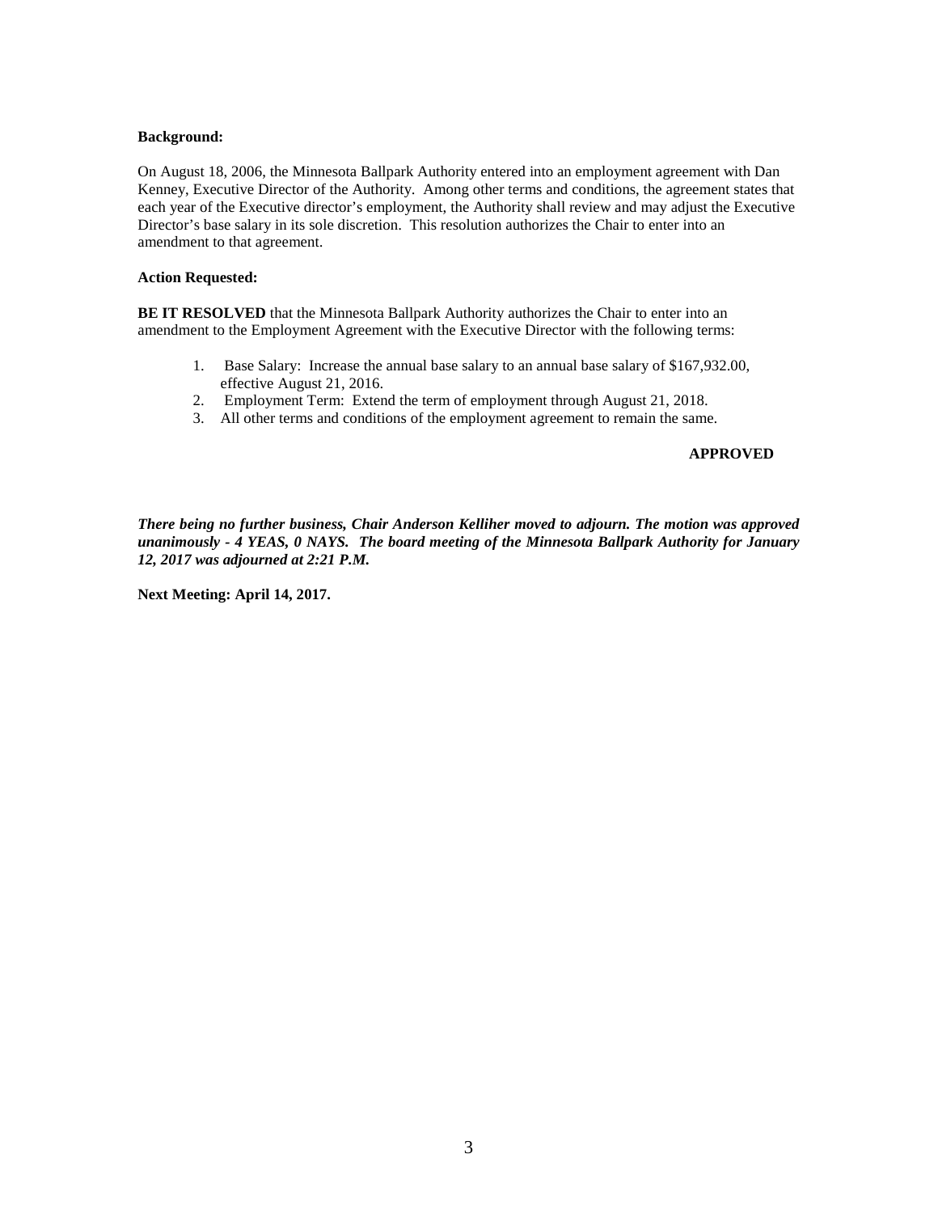**Background:**

On August 18, 2006, the Minnesota Ballpark Authority entered into an employment agreement with Dan Kenney, Executive Director of the Authority. Among other terms and conditions, the agreement states that each year of the Executive director's employment, the Authority shall review and may adjust the Executive Director's base salary in its sole discretion. This resolution authorizes the Chair to enter into an amendment to that agreement.

**Action Requested:**

**BE IT RESOLVED** that the Minnesota Ballpark Authority authorizes the Chair to enter into an amendment to the Employment Agreement with the Executive Director with the following terms:

1. Base Salary: Increase the annual base salary to an annual base salary of $167,932.00, effective August 21, 2016.
2. Employment Term: Extend the term of employment through August 21, 2018.
3. All other terms and conditions of the employment agreement to remain the same.

**APPROVED**

***There being no further business, Chair Anderson Kelliher moved to adjourn. The motion was approved unanimously - 4 YEAS, 0 NAYS. The board meeting of the Minnesota Ballpark Authority for January 12, 2017 was adjourned at 2:21 P.M.***

**Next Meeting: April 14, 2017.**